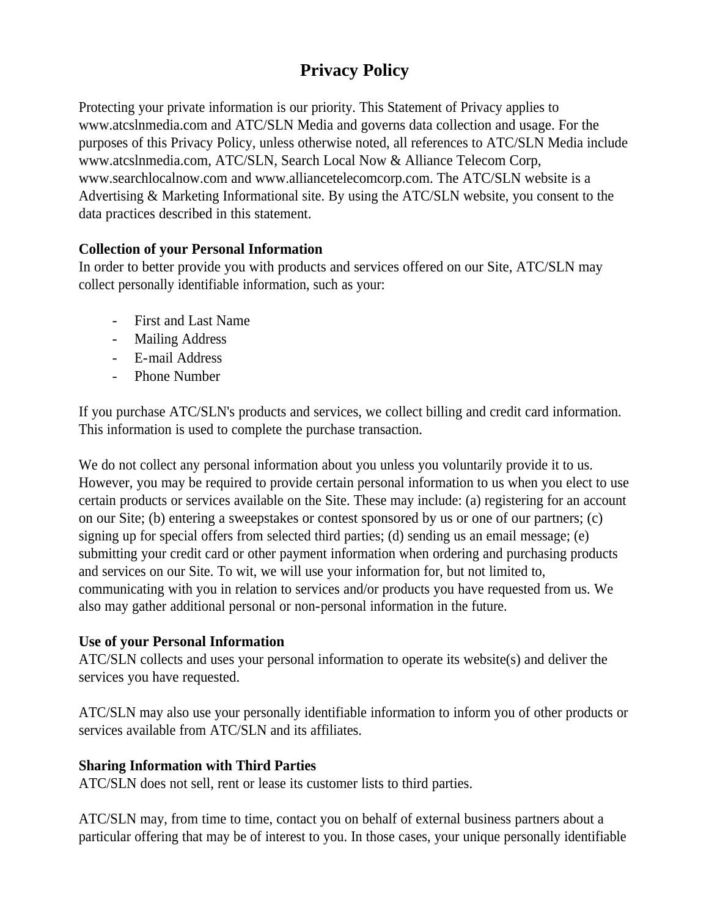# Privacy Policy

Protecting your private information is our priority. This Statement of Privacy applies to www.atcslnmedia.com and ATC/SLN Media and governs data collection and usage. For the purposes of this Privacy Policy, unless otherwise noted, all references to ATC/SLN Media include www.atcslnmedia.com, ATC/SLN, Search Local Now & Alliance Telecom Corp, www.searchlocalnow.com and www.alliancetelecomcorp.com. The ATC/SLN website is a Advertising & Marketing Informational site. By using the ATC/SLN website, you consent to the data practices described in this statement.

**Collection of your Personal Information**

In order to better provide you with products and services offered on our Site, ATC/SLN may collect personally identifiable information, such as your:

- First and Last Name
- Mailing Address
- E-mail Address
- Phone Number

If you purchase ATC/SLN's products and services, we collect billing and credit card information. This information is used to complete the purchase transaction.

We do not collect any personal information about you unless you voluntarily provide it to us. However, you may be required to provide certain personal information to us when you elect to use certain products or services available on the Site. These may include: (a) registering for an account on our Site; (b) entering a sweepstakes or contest sponsored by us or one of our partners; (c) signing up for special offers from selected third parties; (d) sending us an email message; (e) submitting your credit card or other payment information when ordering and purchasing products and services on our Site. To wit, we will use your information for, but not limited to, communicating with you in relation to services and/or products you have requested from us. We also may gather additional personal or non-personal information in the future.

**Use of your Personal Information**

ATC/SLN collects and uses your personal information to operate its website(s) and deliver the services you have requested.

ATC/SLN may also use your personally identifiable information to inform you of other products or services available from ATC/SLN and its affiliates.

**Sharing Information with Third Parties**

ATC/SLN does not sell, rent or lease its customer lists to third parties.

ATC/SLN may, from time to time, contact you on behalf of external business partners about a particular offering that may be of interest to you. In those cases, your unique personally identifiable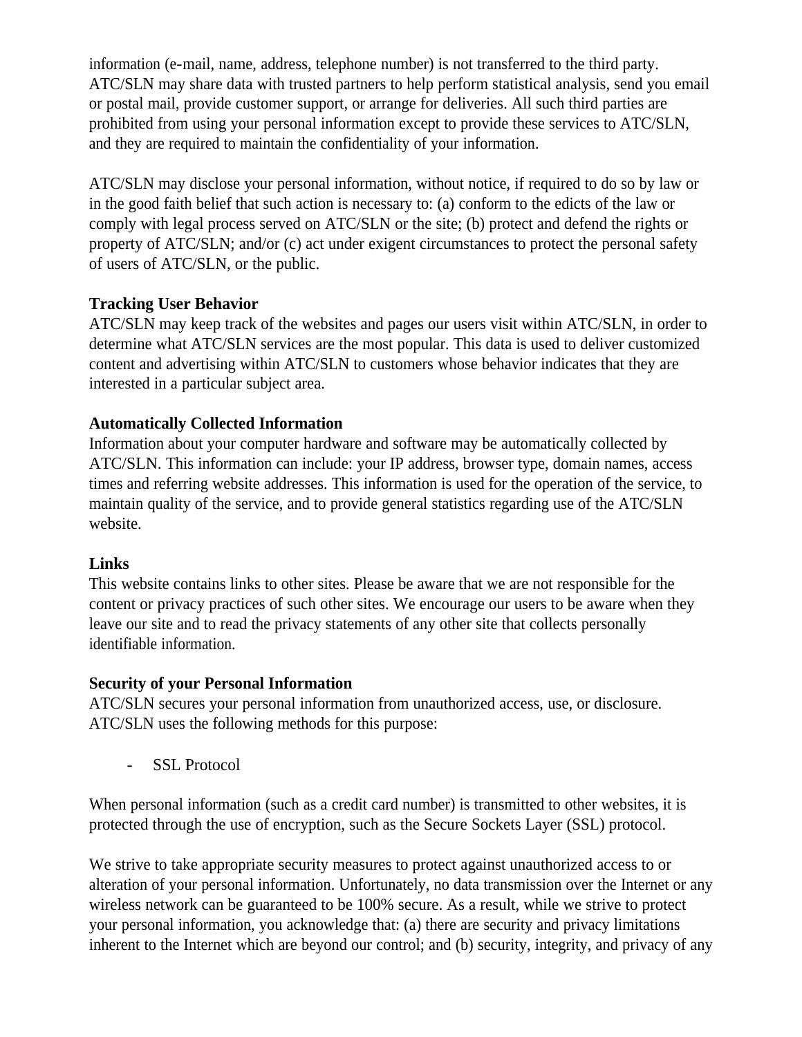information (e-mail, name, address, telephone number) is not transferred to the third party. ATC/SLN may share data with trusted partners to help perform statistical analysis, send you email or postal mail, provide customer support, or arrange for deliveries. All such third parties are prohibited from using your personal information except to provide these services to ATC/SLN, and they are required to maintain the confidentiality of your information.

ATC/SLN may disclose your personal information, without notice, if required to do so by law or in the good faith belief that such action is necessary to: (a) conform to the edicts of the law or comply with legal process served on ATC/SLN or the site; (b) protect and defend the rights or property of ATC/SLN; and/or (c) act under exigent circumstances to protect the personal safety of users of ATC/SLN, or the public.

**Tracking User Behavior**
ATC/SLN may keep track of the websites and pages our users visit within ATC/SLN, in order to determine what ATC/SLN services are the most popular. This data is used to deliver customized content and advertising within ATC/SLN to customers whose behavior indicates that they are interested in a particular subject area.

**Automatically Collected Information**
Information about your computer hardware and software may be automatically collected by ATC/SLN. This information can include: your IP address, browser type, domain names, access times and referring website addresses. This information is used for the operation of the service, to maintain quality of the service, and to provide general statistics regarding use of the ATC/SLN website.

**Links**
This website contains links to other sites. Please be aware that we are not responsible for the content or privacy practices of such other sites. We encourage our users to be aware when they leave our site and to read the privacy statements of any other site that collects personally identifiable information.

**Security of your Personal Information**
ATC/SLN secures your personal information from unauthorized access, use, or disclosure. ATC/SLN uses the following methods for this purpose:

- SSL Protocol

When personal information (such as a credit card number) is transmitted to other websites, it is protected through the use of encryption, such as the Secure Sockets Layer (SSL) protocol.

We strive to take appropriate security measures to protect against unauthorized access to or alteration of your personal information. Unfortunately, no data transmission over the Internet or any wireless network can be guaranteed to be 100% secure. As a result, while we strive to protect your personal information, you acknowledge that: (a) there are security and privacy limitations inherent to the Internet which are beyond our control; and (b) security, integrity, and privacy of any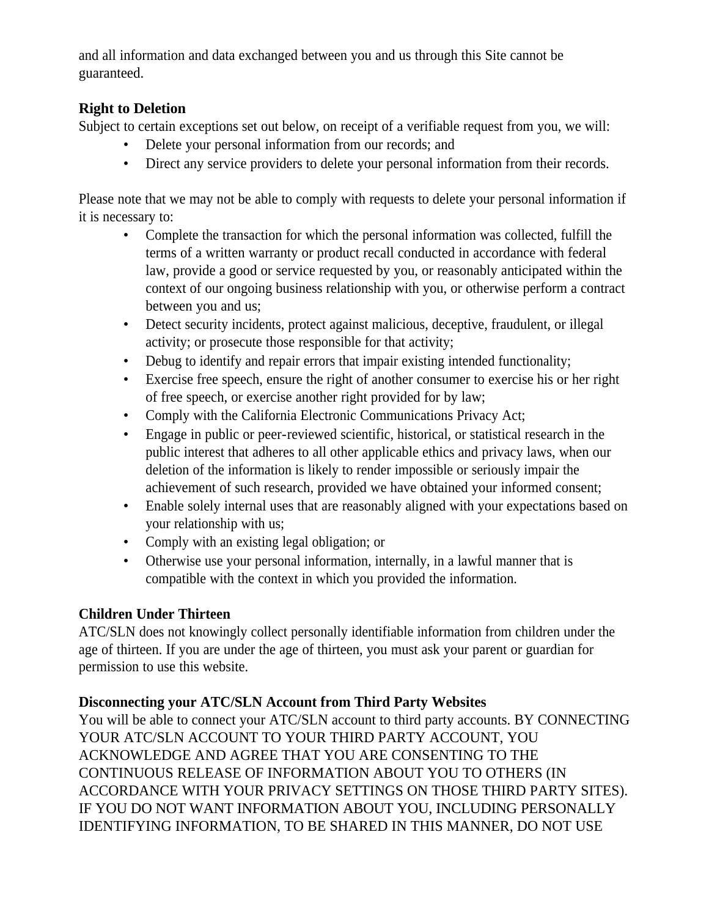and all information and data exchanged between you and us through this Site cannot be guaranteed.

**Right to Deletion**

Subject to certain exceptions set out below, on receipt of a verifiable request from you, we will:

- Delete your personal information from our records; and
- Direct any service providers to delete your personal information from their records.

Please note that we may not be able to comply with requests to delete your personal information if it is necessary to:

- Complete the transaction for which the personal information was collected, fulfill the terms of a written warranty or product recall conducted in accordance with federal law, provide a good or service requested by you, or reasonably anticipated within the context of our ongoing business relationship with you, or otherwise perform a contract between you and us;
- Detect security incidents, protect against malicious, deceptive, fraudulent, or illegal activity; or prosecute those responsible for that activity;
- Debug to identify and repair errors that impair existing intended functionality;
- Exercise free speech, ensure the right of another consumer to exercise his or her right of free speech, or exercise another right provided for by law;
- Comply with the California Electronic Communications Privacy Act;
- Engage in public or peer-reviewed scientific, historical, or statistical research in the public interest that adheres to all other applicable ethics and privacy laws, when our deletion of the information is likely to render impossible or seriously impair the achievement of such research, provided we have obtained your informed consent;
- Enable solely internal uses that are reasonably aligned with your expectations based on your relationship with us;
- Comply with an existing legal obligation; or
- Otherwise use your personal information, internally, in a lawful manner that is compatible with the context in which you provided the information.

**Children Under Thirteen**

ATC/SLN does not knowingly collect personally identifiable information from children under the age of thirteen. If you are under the age of thirteen, you must ask your parent or guardian for permission to use this website.

**Disconnecting your ATC/SLN Account from Third Party Websites**

You will be able to connect your ATC/SLN account to third party accounts. BY CONNECTING YOUR ATC/SLN ACCOUNT TO YOUR THIRD PARTY ACCOUNT, YOU ACKNOWLEDGE AND AGREE THAT YOU ARE CONSENTING TO THE CONTINUOUS RELEASE OF INFORMATION ABOUT YOU TO OTHERS (IN ACCORDANCE WITH YOUR PRIVACY SETTINGS ON THOSE THIRD PARTY SITES). IF YOU DO NOT WANT INFORMATION ABOUT YOU, INCLUDING PERSONALLY IDENTIFYING INFORMATION, TO BE SHARED IN THIS MANNER, DO NOT USE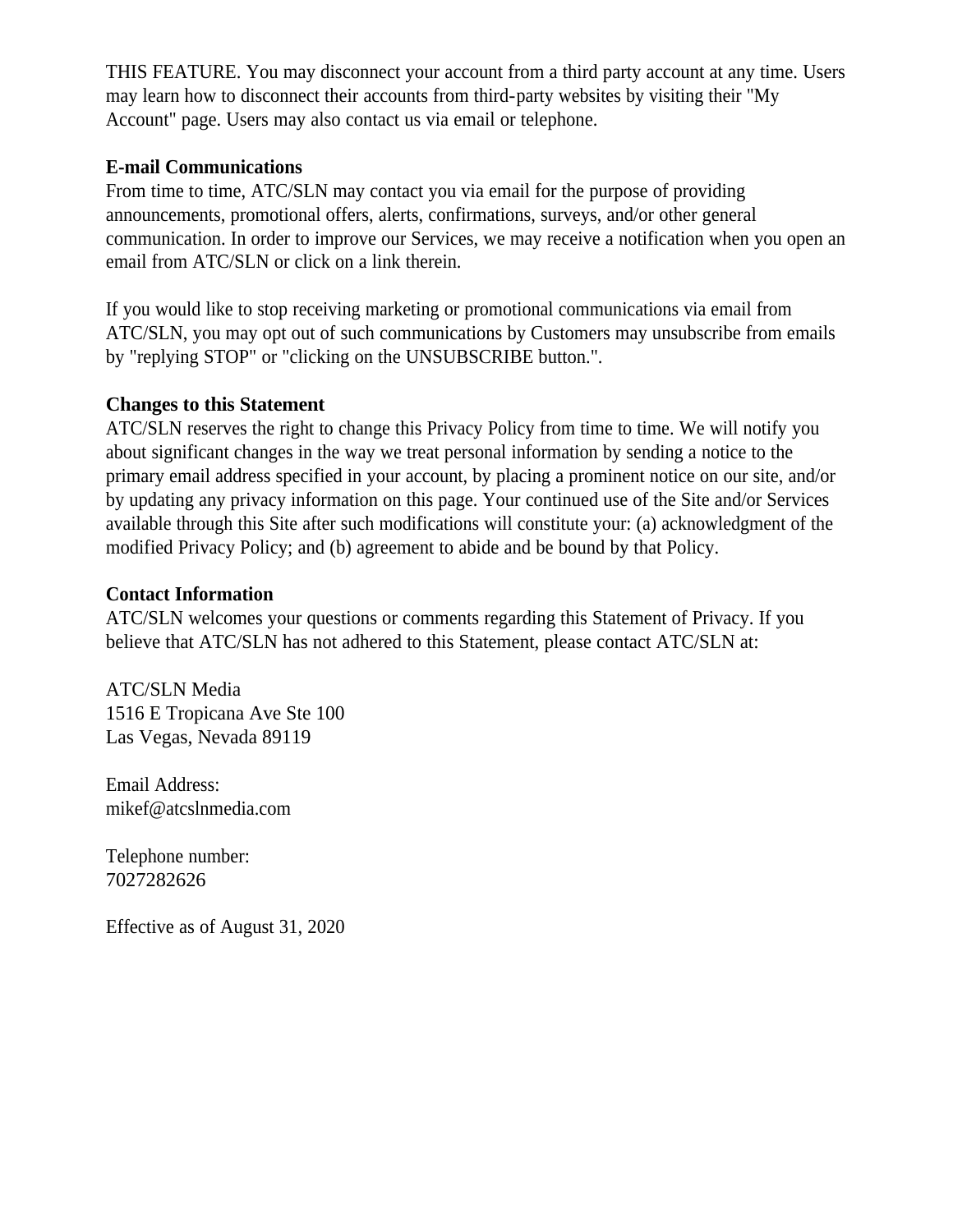THIS FEATURE. You may disconnect your account from a third party account at any time. Users may learn how to disconnect their accounts from third-party websites by visiting their "My Account" page. Users may also contact us via email or telephone.

**E-mail Communications**

From time to time, ATC/SLN may contact you via email for the purpose of providing announcements, promotional offers, alerts, confirmations, surveys, and/or other general communication. In order to improve our Services, we may receive a notification when you open an email from ATC/SLN or click on a link therein.

If you would like to stop receiving marketing or promotional communications via email from ATC/SLN, you may opt out of such communications by Customers may unsubscribe from emails by "replying STOP" or "clicking on the UNSUBSCRIBE button.".

**Changes to this Statement**

ATC/SLN reserves the right to change this Privacy Policy from time to time. We will notify you about significant changes in the way we treat personal information by sending a notice to the primary email address specified in your account, by placing a prominent notice on our site, and/or by updating any privacy information on this page. Your continued use of the Site and/or Services available through this Site after such modifications will constitute your: (a) acknowledgment of the modified Privacy Policy; and (b) agreement to abide and be bound by that Policy.

**Contact Information**

ATC/SLN welcomes your questions or comments regarding this Statement of Privacy. If you believe that ATC/SLN has not adhered to this Statement, please contact ATC/SLN at:

ATC/SLN Media
1516 E Tropicana Ave Ste 100
Las Vegas, Nevada 89119

Email Address:
mikef@atcslnmedia.com

Telephone number:
7027282626

Effective as of August 31, 2020